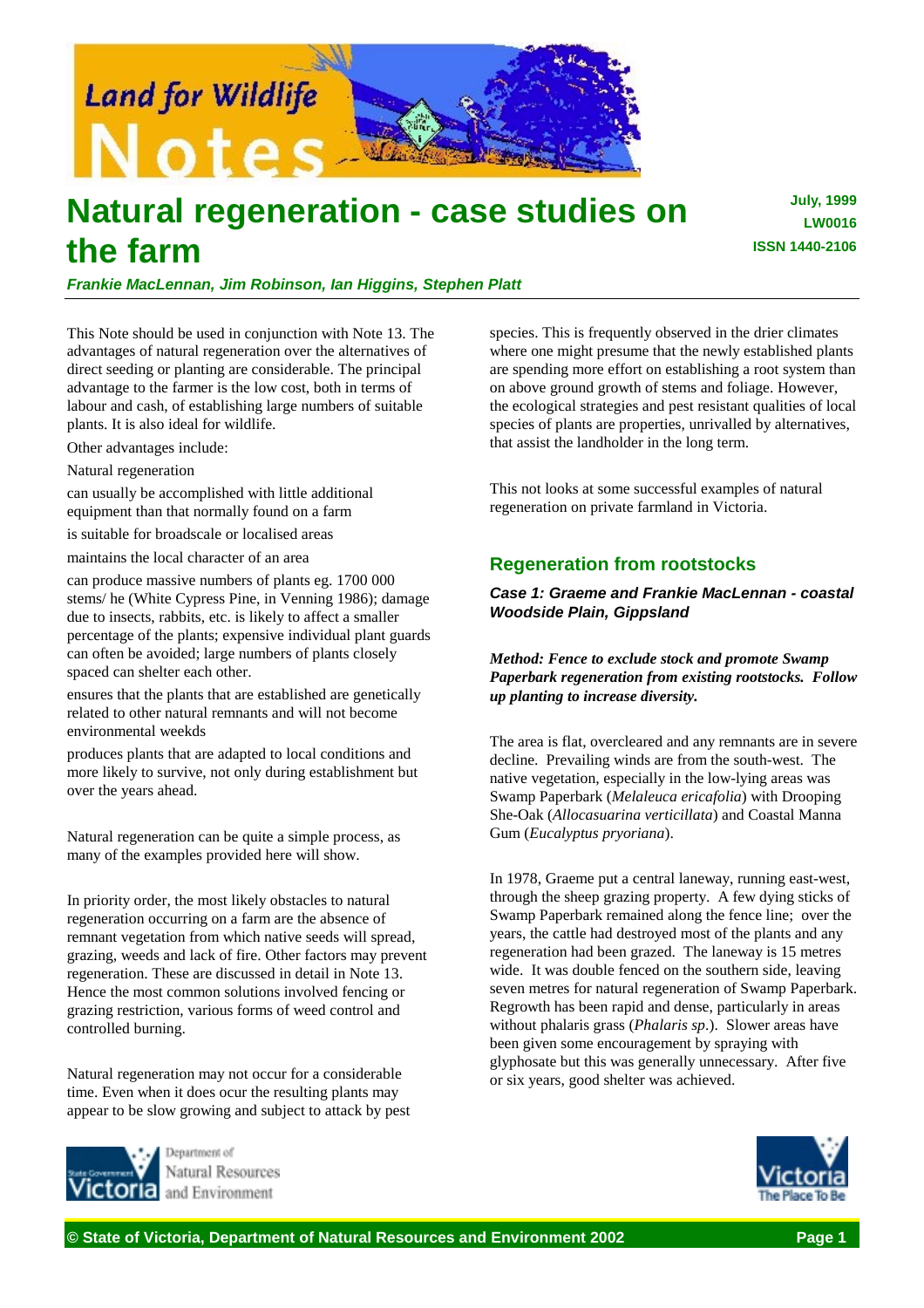Land for Wildlife Notes

# Natural regeneration - case studies on the farm

July, 1999
LW0016
ISSN 1440-2106

***Frankie MacLennan, Jim Robinson, Ian Higgins, Stephen Platt***

This Note should be used in conjunction with Note 13. The advantages of natural regeneration over the alternatives of direct seeding or planting are considerable. The principal advantage to the farmer is the low cost, both in terms of labour and cash, of establishing large numbers of suitable plants. It is also ideal for wildlife.

Other advantages include:

Natural regeneration

can usually be accomplished with little additional equipment than that normally found on a farm

is suitable for broadscale or localised areas

maintains the local character of an area

can produce massive numbers of plants eg. 1700 000 stems/ he (White Cypress Pine, in Venning 1986); damage due to insects, rabbits, etc. is likely to affect a smaller percentage of the plants; expensive individual plant guards can often be avoided; large numbers of plants closely spaced can shelter each other.

ensures that the plants that are established are genetically related to other natural remnants and will not become environmental weekds

produces plants that are adapted to local conditions and more likely to survive, not only during establishment but over the years ahead.

Natural regeneration can be quite a simple process, as many of the examples provided here will show.

In priority order, the most likely obstacles to natural regeneration occurring on a farm are the absence of remnant vegetation from which native seeds will spread, grazing, weeds and lack of fire. Other factors may prevent regeneration. These are discussed in detail in Note 13. Hence the most common solutions involved fencing or grazing restriction, various forms of weed control and controlled burning.

Natural regeneration may not occur for a considerable time. Even when it does ocur the resulting plants may appear to be slow growing and subject to attack by pest species. This is frequently observed in the drier climates where one might presume that the newly established plants are spending more effort on establishing a root system than on above ground growth of stems and foliage. However, the ecological strategies and pest resistant qualities of local species of plants are properties, unrivalled by alternatives, that assist the landholder in the long term.

This not looks at some successful examples of natural regeneration on private farmland in Victoria.

## Regeneration from rootstocks

### *Case 1: Graeme and Frankie MacLennan - coastal Woodside Plain, Gippsland*

***Method: Fence to exclude stock and promote Swamp Paperbark regeneration from existing rootstocks. Follow up planting to increase diversity.***

The area is flat, overcleared and any remnants are in severe decline. Prevailing winds are from the south-west. The native vegetation, especially in the low-lying areas was Swamp Paperbark (*Melaleuca ericafolia*) with Drooping She-Oak (*Allocasuarina verticillata*) and Coastal Manna Gum (*Eucalyptus pryoriana*).

In 1978, Graeme put a central laneway, running east-west, through the sheep grazing property. A few dying sticks of Swamp Paperbark remained along the fence line; over the years, the cattle had destroyed most of the plants and any regeneration had been grazed. The laneway is 15 metres wide. It was double fenced on the southern side, leaving seven metres for natural regeneration of Swamp Paperbark. Regrowth has been rapid and dense, particularly in areas without phalaris grass (*Phalaris sp*.). Slower areas have been given some encouragement by spraying with glyphosate but this was generally unnecessary. After five or six years, good shelter was achieved.

Department of Natural Resources and Environment

© State of Victoria, Department of Natural Resources and Environment 2002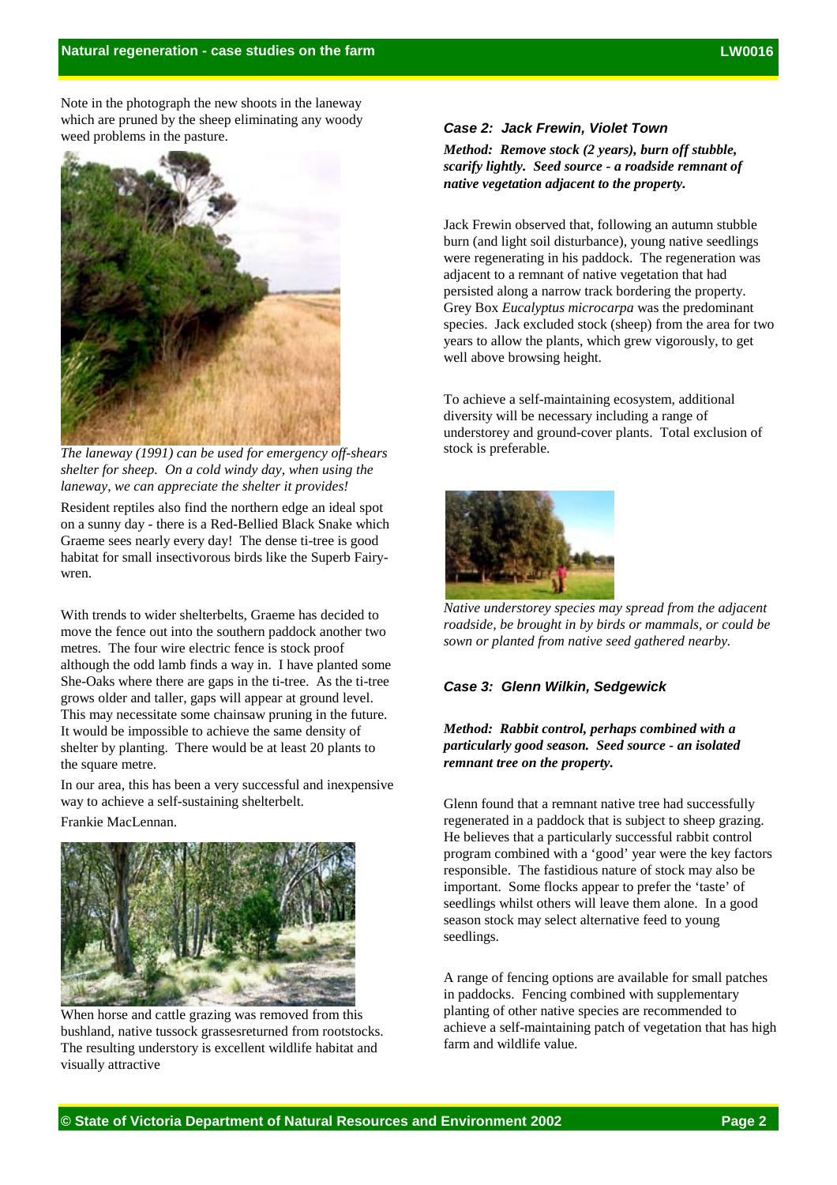Note in the photograph the new shoots in the laneway which are pruned by the sheep eliminating any woody weed problems in the pasture.

*The laneway (1991) can be used for emergency off-shears shelter for sheep. On a cold windy day, when using the laneway, we can appreciate the shelter it provides!*

Resident reptiles also find the northern edge an ideal spot on a sunny day - there is a Red-Bellied Black Snake which Graeme sees nearly every day! The dense ti-tree is good habitat for small insectivorous birds like the Superb Fairy-wren.

With trends to wider shelterbelts, Graeme has decided to move the fence out into the southern paddock another two metres. The four wire electric fence is stock proof although the odd lamb finds a way in. I have planted some She-Oaks where there are gaps in the ti-tree. As the ti-tree grows older and taller, gaps will appear at ground level. This may necessitate some chainsaw pruning in the future. It would be impossible to achieve the same density of shelter by planting. There would be at least 20 plants to the square metre.

In our area, this has been a very successful and inexpensive way to achieve a self-sustaining shelterbelt.

Frankie MacLennan.

When horse and cattle grazing was removed from this bushland, native tussock grassesreturned from rootstocks. The resulting understory is excellent wildlife habitat and visually attractive

### *Case 2: Jack Frewin, Violet Town*

***Method: Remove stock (2 years), burn off stubble, scarify lightly. Seed source - a roadside remnant of native vegetation adjacent to the property.***

Jack Frewin observed that, following an autumn stubble burn (and light soil disturbance), young native seedlings were regenerating in his paddock. The regeneration was adjacent to a remnant of native vegetation that had persisted along a narrow track bordering the property. Grey Box *Eucalyptus microcarpa* was the predominant species. Jack excluded stock (sheep) from the area for two years to allow the plants, which grew vigorously, to get well above browsing height.

To achieve a self-maintaining ecosystem, additional diversity will be necessary including a range of understorey and ground-cover plants. Total exclusion of stock is preferable.

*Native understorey species may spread from the adjacent roadside, be brought in by birds or mammals, or could be sown or planted from native seed gathered nearby.*

### *Case 3: Glenn Wilkin, Sedgewick*

***Method: Rabbit control, perhaps combined with a particularly good season. Seed source - an isolated remnant tree on the property.***

Glenn found that a remnant native tree had successfully regenerated in a paddock that is subject to sheep grazing. He believes that a particularly successful rabbit control program combined with a 'good' year were the key factors responsible. The fastidious nature of stock may also be important. Some flocks appear to prefer the 'taste' of seedlings whilst others will leave them alone. In a good season stock may select alternative feed to young seedlings.

A range of fencing options are available for small patches in paddocks. Fencing combined with supplementary planting of other native species are recommended to achieve a self-maintaining patch of vegetation that has high farm and wildlife value.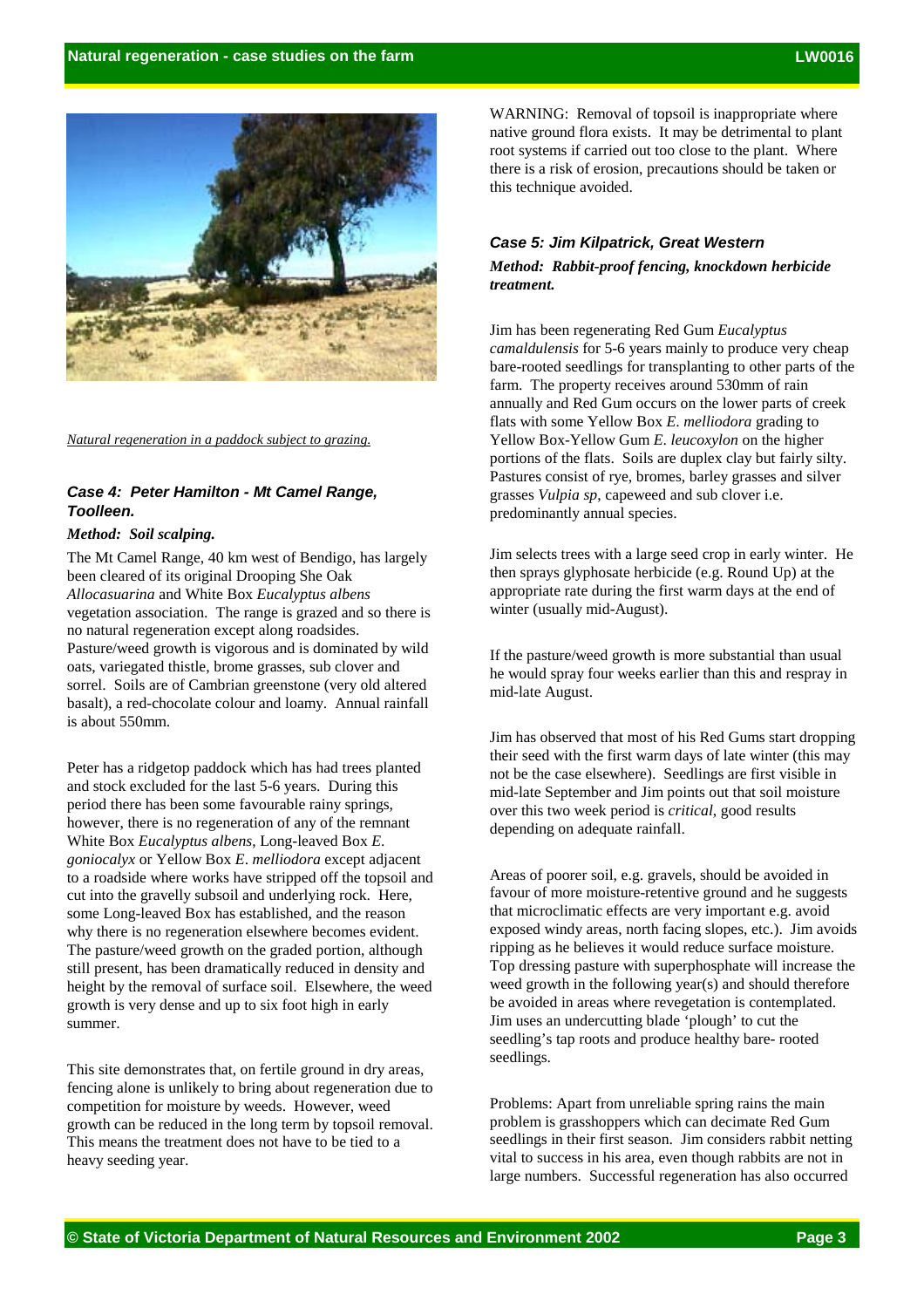*Natural regeneration in a paddock subject to grazing.*

### *Case 4: Peter Hamilton - Mt Camel Range, Toolleen.*

***Method: Soil scalping.***

The Mt Camel Range, 40 km west of Bendigo, has largely been cleared of its original Drooping She Oak *Allocasuarina* and White Box *Eucalyptus albens* vegetation association. The range is grazed and so there is no natural regeneration except along roadsides. Pasture/weed growth is vigorous and is dominated by wild oats, variegated thistle, brome grasses, sub clover and sorrel. Soils are of Cambrian greenstone (very old altered basalt), a red-chocolate colour and loamy. Annual rainfall is about 550mm.

Peter has a ridgetop paddock which has had trees planted and stock excluded for the last 5-6 years. During this period there has been some favourable rainy springs, however, there is no regeneration of any of the remnant White Box *Eucalyptus albens*, Long-leaved Box *E. goniocalyx* or Yellow Box *E. melliodora* except adjacent to a roadside where works have stripped off the topsoil and cut into the gravelly subsoil and underlying rock. Here, some Long-leaved Box has established, and the reason why there is no regeneration elsewhere becomes evident. The pasture/weed growth on the graded portion, although still present, has been dramatically reduced in density and height by the removal of surface soil. Elsewhere, the weed growth is very dense and up to six foot high in early summer.

This site demonstrates that, on fertile ground in dry areas, fencing alone is unlikely to bring about regeneration due to competition for moisture by weeds. However, weed growth can be reduced in the long term by topsoil removal. This means the treatment does not have to be tied to a heavy seeding year.

WARNING: Removal of topsoil is inappropriate where native ground flora exists. It may be detrimental to plant root systems if carried out too close to the plant. Where there is a risk of erosion, precautions should be taken or this technique avoided.

### *Case 5: Jim Kilpatrick, Great Western*

***Method: Rabbit-proof fencing, knockdown herbicide treatment.***

Jim has been regenerating Red Gum *Eucalyptus camaldulensis* for 5-6 years mainly to produce very cheap bare-rooted seedlings for transplanting to other parts of the farm. The property receives around 530mm of rain annually and Red Gum occurs on the lower parts of creek flats with some Yellow Box *E. melliodora* grading to Yellow Box-Yellow Gum *E. leucoxylon* on the higher portions of the flats. Soils are duplex clay but fairly silty. Pastures consist of rye, bromes, barley grasses and silver grasses *Vulpia sp*, capeweed and sub clover i.e. predominantly annual species.

Jim selects trees with a large seed crop in early winter. He then sprays glyphosate herbicide (e.g. Round Up) at the appropriate rate during the first warm days at the end of winter (usually mid-August).

If the pasture/weed growth is more substantial than usual he would spray four weeks earlier than this and respray in mid-late August.

Jim has observed that most of his Red Gums start dropping their seed with the first warm days of late winter (this may not be the case elsewhere). Seedlings are first visible in mid-late September and Jim points out that soil moisture over this two week period is *critical*, good results depending on adequate rainfall.

Areas of poorer soil, e.g. gravels, should be avoided in favour of more moisture-retentive ground and he suggests that microclimatic effects are very important e.g. avoid exposed windy areas, north facing slopes, etc.). Jim avoids ripping as he believes it would reduce surface moisture. Top dressing pasture with superphosphate will increase the weed growth in the following year(s) and should therefore be avoided in areas where revegetation is contemplated. Jim uses an undercutting blade 'plough' to cut the seedling's tap roots and produce healthy bare- rooted seedlings.

Problems: Apart from unreliable spring rains the main problem is grasshoppers which can decimate Red Gum seedlings in their first season. Jim considers rabbit netting vital to success in his area, even though rabbits are not in large numbers. Successful regeneration has also occurred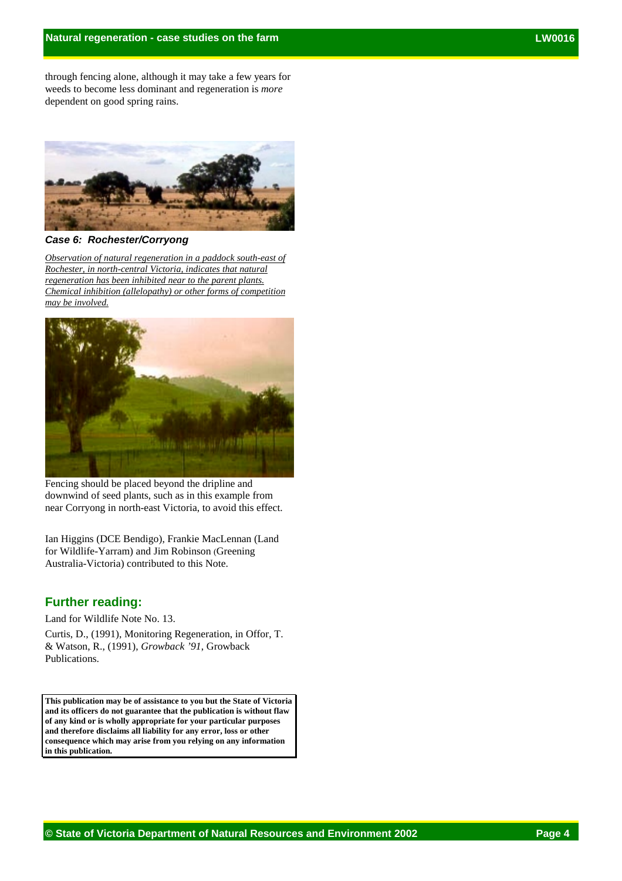through fencing alone, although it may take a few years for weeds to become less dominant and regeneration is *more* dependent on good spring rains.

***Case 6: Rochester/Corryong***

*Observation of natural regeneration in a paddock south-east of Rochester, in north-central Victoria, indicates that natural regeneration has been inhibited near to the parent plants. Chemical inhibition (allelopathy) or other forms of competition may be involved.*

Fencing should be placed beyond the dripline and downwind of seed plants, such as in this example from near Corryong in north-east Victoria, to avoid this effect.

Ian Higgins (DCE Bendigo), Frankie MacLennan (Land for Wildlife-Yarram) and Jim Robinson (Greening Australia-Victoria) contributed to this Note.

## Further reading:

Land for Wildlife Note No. 13.

Curtis, D., (1991), Monitoring Regeneration, in Offor, T. & Watson, R., (1991), *Growback '91*, Growback Publications.

**This publication may be of assistance to you but the State of Victoria and its officers do not guarantee that the publication is without flaw of any kind or is wholly appropriate for your particular purposes and therefore disclaims all liability for any error, loss or other consequence which may arise from you relying on any information in this publication.**